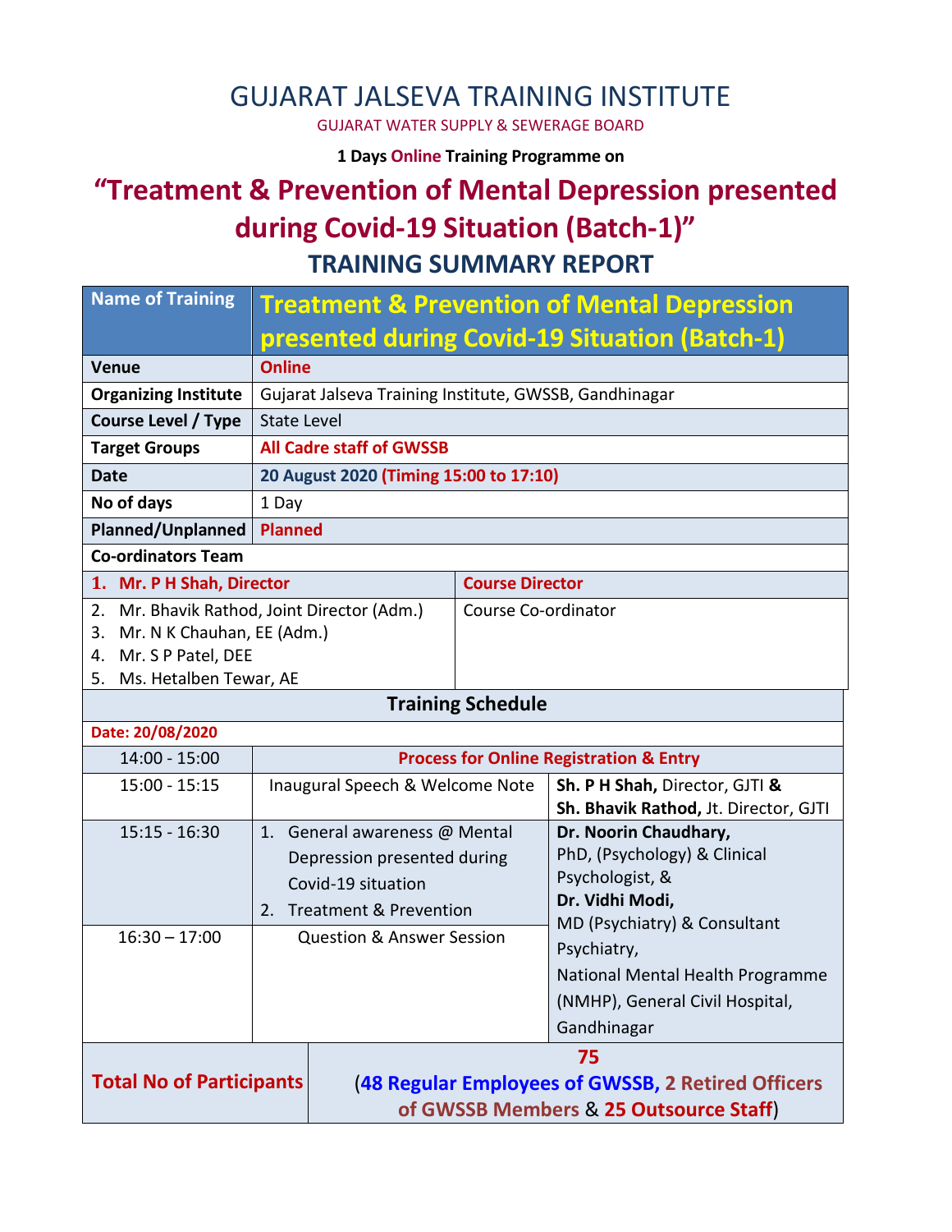# GUJARAT JALSEVA TRAINING INSTITUTE

GUJARAT WATER SUPPLY & SEWERAGE BOARD

**1 Days Online Training Programme on**

## "Treatment & Prevention of Mental Depression presented during Covid-19 Situation (Batch-1)"

## TRAINING SUMMARY REPORT

| Name of Training | Treatment & Prevention of Mental Depression presented during Covid-19 Situation (Batch-1) |
|---|---|
| Venue | **Online** |
| Organizing Institute | Gujarat Jalseva Training Institute, GWSSB, Gandhinagar |
| Course Level / Type | State Level |
| Target Groups | **All Cadre staff of GWSSB** |
| Date | **20 August 2020 (Timing 15:00 to 17:10)** |
| No of days | 1 Day |
| Planned/Unplanned | **Planned** |

**Co-ordinators Team**

| Name | Role |
|---|---|
| 1. **Mr. P H Shah, Director** | **Course Director** |
| 2. Mr. Bhavik Rathod, Joint Director (Adm.)<br>3. Mr. N K Chauhan, EE (Adm.)<br>4. Mr. S P Patel, DEE<br>5. Ms. Hetalben Tewar, AE | Course Co-ordinator |

**Training Schedule**

**Date: 20/08/2020**

| Time | Session | Speaker |
|---|---|---|
| 14:00 - 15:00 | **Process for Online Registration & Entry** | |
| 15:00 - 15:15 | Inaugural Speech & Welcome Note | **Sh. P H Shah,** Director, GJTI **&** **Sh. Bhavik Rathod,** Jt. Director, GJTI |
| 15:15 - 16:30 | 1. General awareness @ Mental Depression presented during Covid-19 situation<br>2. Treatment & Prevention | **Dr. Noorin Chaudhary,** PhD, (Psychology) & Clinical Psychologist, & **Dr. Vidhi Modi,** MD (Psychiatry) & Consultant Psychiatry, National Mental Health Programme (NMHP), General Civil Hospital, Gandhinagar |
| 16:30 – 17:00 | Question & Answer Session | |

| Total No of Participants | 75<br>(48 Regular Employees of GWSSB, 2 Retired Officers of GWSSB Members & 25 Outsource Staff) |
|---|---|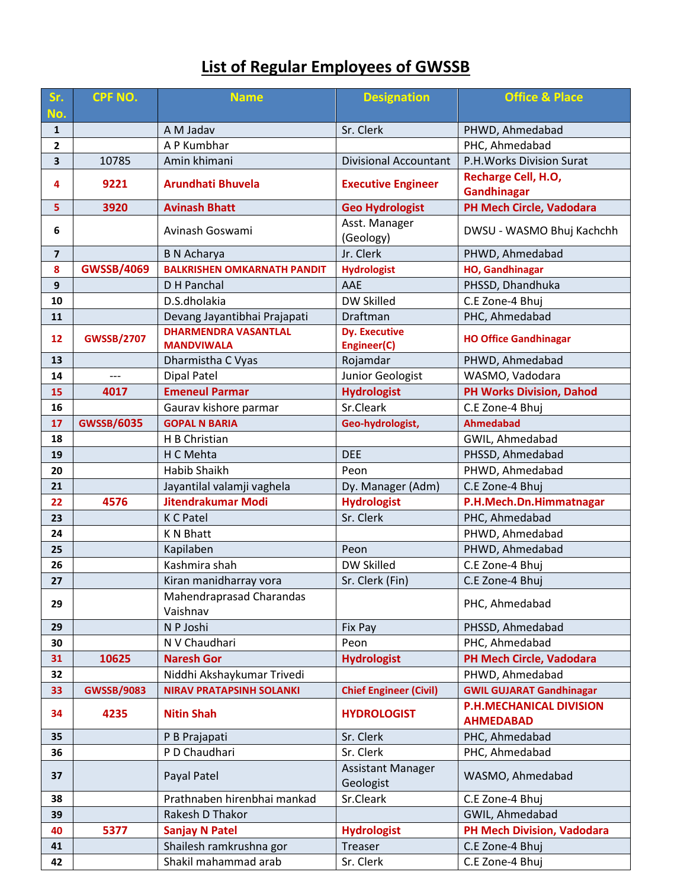# List of Regular Employees of GWSSB

| Sr. No. | CPF NO. | Name | Designation | Office & Place |
|---|---|---|---|---|
| 1 | | A M Jadav | Sr. Clerk | PHWD, Ahmedabad |
| 2 | | A P Kumbhar | | PHC, Ahmedabad |
| 3 | 10785 | Amin khimani | Divisional Accountant | P.H.Works Division Surat |
| 4 | 9221 | Arundhati Bhuvela | Executive Engineer | Recharge Cell, H.O, Gandhinagar |
| 5 | 3920 | Avinash Bhatt | Geo Hydrologist | PH Mech Circle, Vadodara |
| 6 | | Avinash Goswami | Asst. Manager (Geology) | DWSU - WASMO Bhuj Kachchh |
| 7 | | B N Acharya | Jr. Clerk | PHWD, Ahmedabad |
| 8 | GWSSB/4069 | BALKRISHEN OMKARNATH PANDIT | Hydrologist | HO, Gandhinagar |
| 9 | | D H Panchal | AAE | PHSSD, Dhandhuka |
| 10 | | D.S.dholakia | DW Skilled | C.E Zone-4 Bhuj |
| 11 | | Devang Jayantibhai Prajapati | Draftman | PHC, Ahmedabad |
| 12 | GWSSB/2707 | DHARMENDRA VASANTLAL MANDVIWALA | Dy. Executive Engineer(C) | HO Office Gandhinagar |
| 13 | | Dharmistha C Vyas | Rojamdar | PHWD, Ahmedabad |
| 14 | --- | Dipal Patel | Junior Geologist | WASMO, Vadodara |
| 15 | 4017 | Emeneul Parmar | Hydrologist | PH Works Division, Dahod |
| 16 | | Gaurav kishore parmar | Sr.Cleark | C.E Zone-4 Bhuj |
| 17 | GWSSB/6035 | GOPAL N BARIA | Geo-hydrologist, | Ahmedabad |
| 18 | | H B Christian | | GWIL, Ahmedabad |
| 19 | | H C Mehta | DEE | PHSSD, Ahmedabad |
| 20 | | Habib Shaikh | Peon | PHWD, Ahmedabad |
| 21 | | Jayantilal valamji vaghela | Dy. Manager (Adm) | C.E Zone-4 Bhuj |
| 22 | 4576 | Jitendrakumar Modi | Hydrologist | P.H.Mech.Dn.Himmatnagar |
| 23 | | K C Patel | Sr. Clerk | PHC, Ahmedabad |
| 24 | | K N Bhatt | | PHWD, Ahmedabad |
| 25 | | Kapilaben | Peon | PHWD, Ahmedabad |
| 26 | | Kashmira shah | DW Skilled | C.E Zone-4 Bhuj |
| 27 | | Kiran manidharray vora | Sr. Clerk (Fin) | C.E Zone-4 Bhuj |
| 29 | | Mahendraprasad Charandas Vaishnav | | PHC, Ahmedabad |
| 29 | | N P Joshi | Fix Pay | PHSSD, Ahmedabad |
| 30 | | N V Chaudhari | Peon | PHC, Ahmedabad |
| 31 | 10625 | Naresh Gor | Hydrologist | PH Mech Circle, Vadodara |
| 32 | | Niddhi Akshaykumar Trivedi | | PHWD, Ahmedabad |
| 33 | GWSSB/9083 | NIRAV PRATAPSINH SOLANKI | Chief Engineer (Civil) | GWIL GUJARAT Gandhinagar |
| 34 | 4235 | Nitin Shah | HYDROLOGIST | P.H.MECHANICAL DIVISION AHMEDABAD |
| 35 | | P B Prajapati | Sr. Clerk | PHC, Ahmedabad |
| 36 | | P D Chaudhari | Sr. Clerk | PHC, Ahmedabad |
| 37 | | Payal Patel | Assistant Manager Geologist | WASMO, Ahmedabad |
| 38 | | Prathnaben hirenbhai mankad | Sr.Cleark | C.E Zone-4 Bhuj |
| 39 | | Rakesh D Thakor | | GWIL, Ahmedabad |
| 40 | 5377 | Sanjay N Patel | Hydrologist | PH Mech Division, Vadodara |
| 41 | | Shailesh ramkrushna gor | Treaser | C.E Zone-4 Bhuj |
| 42 | | Shakil mahammad arab | Sr. Clerk | C.E Zone-4 Bhuj |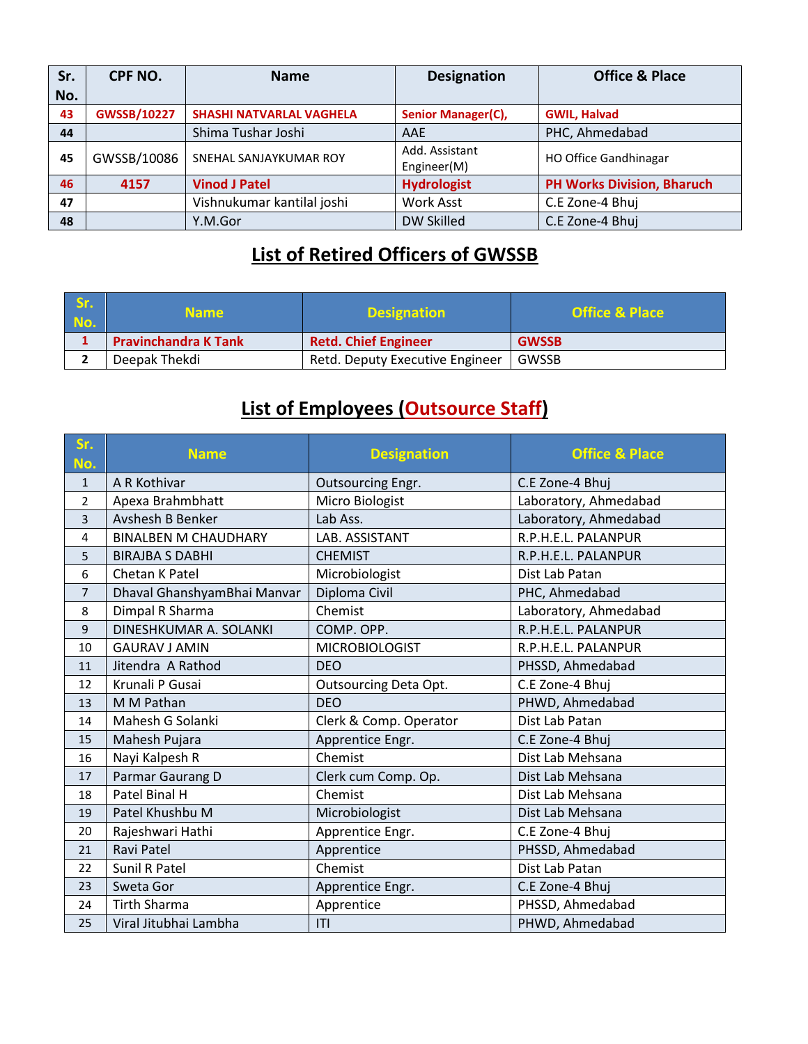| Sr. No. | CPF NO. | Name | Designation | Office & Place |
|---|---|---|---|---|
| 43 | GWSSB/10227 | SHASHI NATVARLAL VAGHELA | Senior Manager(C), | GWIL, Halvad |
| 44 | | Shima Tushar Joshi | AAE | PHC, Ahmedabad |
| 45 | GWSSB/10086 | SNEHAL SANJAYKUMAR ROY | Add. Assistant Engineer(M) | HO Office Gandhinagar |
| 46 | 4157 | Vinod J Patel | Hydrologist | PH Works Division, Bharuch |
| 47 | | Vishnukumar kantilal joshi | Work Asst | C.E Zone-4 Bhuj |
| 48 | | Y.M.Gor | DW Skilled | C.E Zone-4 Bhuj |

## List of Retired Officers of GWSSB

| Sr. No. | Name | Designation | Office & Place |
|---|---|---|---|
| 1 | Pravinchandra K Tank | Retd. Chief Engineer | GWSSB |
| 2 | Deepak Thekdi | Retd. Deputy Executive Engineer | GWSSB |

## List of Employees (Outsource Staff)

| Sr. No. | Name | Designation | Office & Place |
|---|---|---|---|
| 1 | A R Kothivar | Outsourcing Engr. | C.E Zone-4 Bhuj |
| 2 | Apexa Brahmbhatt | Micro Biologist | Laboratory, Ahmedabad |
| 3 | Avshesh B Benker | Lab Ass. | Laboratory, Ahmedabad |
| 4 | BINALBEN M CHAUDHARY | LAB. ASSISTANT | R.P.H.E.L. PALANPUR |
| 5 | BIRAJBA S DABHI | CHEMIST | R.P.H.E.L. PALANPUR |
| 6 | Chetan K Patel | Microbiologist | Dist Lab Patan |
| 7 | Dhaval GhanshyamBhai Manvar | Diploma Civil | PHC, Ahmedabad |
| 8 | Dimpal R Sharma | Chemist | Laboratory, Ahmedabad |
| 9 | DINESHKUMAR A. SOLANKI | COMP. OPP. | R.P.H.E.L. PALANPUR |
| 10 | GAURAV J AMIN | MICROBIOLOGIST | R.P.H.E.L. PALANPUR |
| 11 | Jitendra A Rathod | DEO | PHSSD, Ahmedabad |
| 12 | Krunali P Gusai | Outsourcing Deta Opt. | C.E Zone-4 Bhuj |
| 13 | M M Pathan | DEO | PHWD, Ahmedabad |
| 14 | Mahesh G Solanki | Clerk & Comp. Operator | Dist Lab Patan |
| 15 | Mahesh Pujara | Apprentice Engr. | C.E Zone-4 Bhuj |
| 16 | Nayi Kalpesh R | Chemist | Dist Lab Mehsana |
| 17 | Parmar Gaurang D | Clerk cum Comp. Op. | Dist Lab Mehsana |
| 18 | Patel Binal H | Chemist | Dist Lab Mehsana |
| 19 | Patel Khushbu M | Microbiologist | Dist Lab Mehsana |
| 20 | Rajeshwari Hathi | Apprentice Engr. | C.E Zone-4 Bhuj |
| 21 | Ravi Patel | Apprentice | PHSSD, Ahmedabad |
| 22 | Sunil R Patel | Chemist | Dist Lab Patan |
| 23 | Sweta Gor | Apprentice Engr. | C.E Zone-4 Bhuj |
| 24 | Tirth Sharma | Apprentice | PHSSD, Ahmedabad |
| 25 | Viral Jitubhai Lambha | ITI | PHWD, Ahmedabad |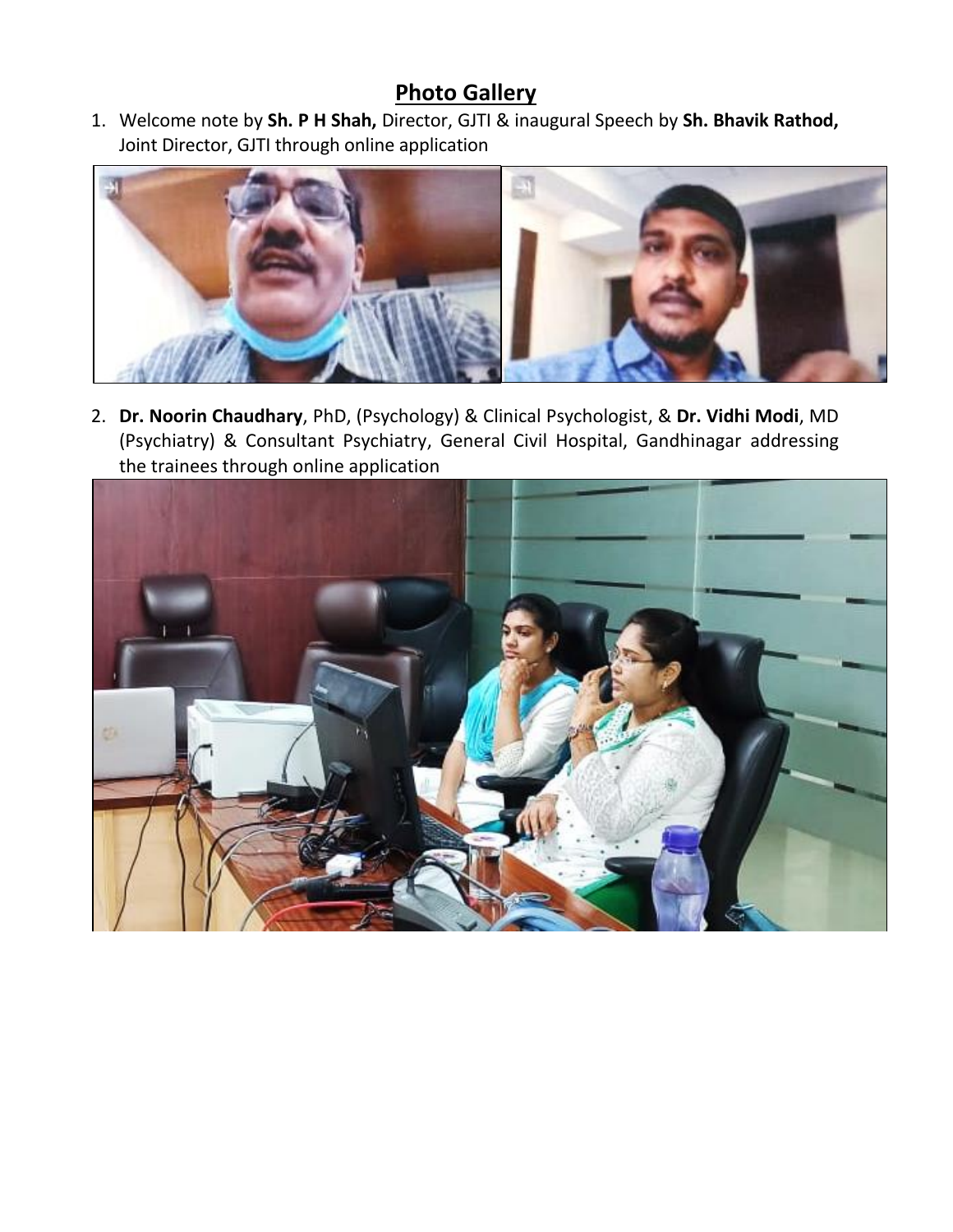# Photo Gallery

1. Welcome note by **Sh. P H Shah,** Director, GJTI & inaugural Speech by **Sh. Bhavik Rathod,** Joint Director, GJTI through online application

2. **Dr. Noorin Chaudhary**, PhD, (Psychology) & Clinical Psychologist, & **Dr. Vidhi Modi**, MD (Psychiatry) & Consultant Psychiatry, General Civil Hospital, Gandhinagar addressing the trainees through online application